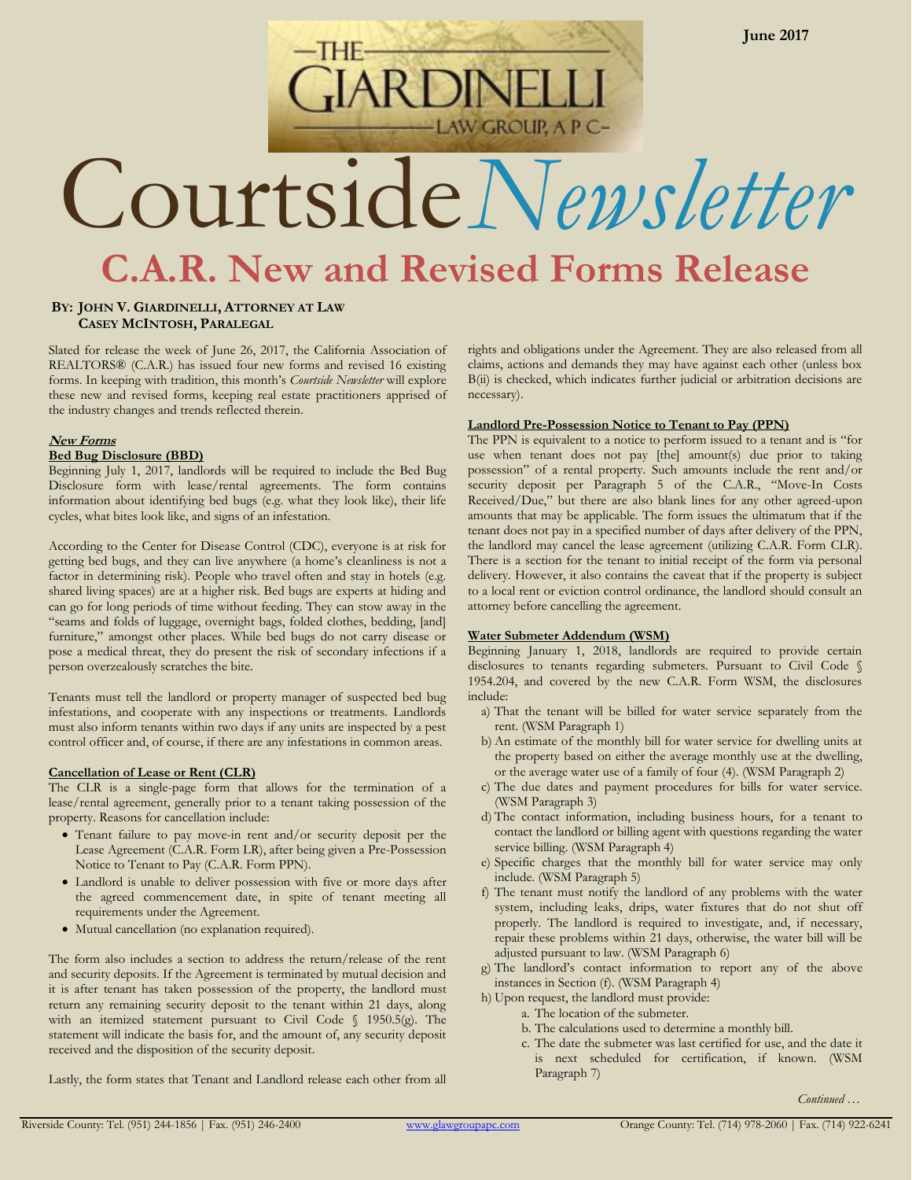June 2017

# Courtside *Newsletter*

# C.A.R. New and Revised Forms Release

**BY: JOHN V. GIARDINELLI, ATTORNEY AT LAW**
**CASEY MCINTOSH, PARALEGAL**

Slated for release the week of June 26, 2017, the California Association of REALTORS® (C.A.R.) has issued four new forms and revised 16 existing forms. In keeping with tradition, this month's *Courtside Newsletter* will explore these new and revised forms, keeping real estate practitioners apprised of the industry changes and trends reflected therein.

## *New Forms*

### Bed Bug Disclosure (BBD)

Beginning July 1, 2017, landlords will be required to include the Bed Bug Disclosure form with lease/rental agreements. The form contains information about identifying bed bugs (e.g. what they look like), their life cycles, what bites look like, and signs of an infestation.

According to the Center for Disease Control (CDC), everyone is at risk for getting bed bugs, and they can live anywhere (a home's cleanliness is not a factor in determining risk). People who travel often and stay in hotels (e.g. shared living spaces) are at a higher risk. Bed bugs are experts at hiding and can go for long periods of time without feeding. They can stow away in the "seams and folds of luggage, overnight bags, folded clothes, bedding, [and] furniture," amongst other places. While bed bugs do not carry disease or pose a medical threat, they do present the risk of secondary infections if a person overzealously scratches the bite.

Tenants must tell the landlord or property manager of suspected bed bug infestations, and cooperate with any inspections or treatments. Landlords must also inform tenants within two days if any units are inspected by a pest control officer and, of course, if there are any infestations in common areas.

### Cancellation of Lease or Rent (CLR)

The CLR is a single-page form that allows for the termination of a lease/rental agreement, generally prior to a tenant taking possession of the property. Reasons for cancellation include:

- Tenant failure to pay move-in rent and/or security deposit per the Lease Agreement (C.A.R. Form LR), after being given a Pre-Possession Notice to Tenant to Pay (C.A.R. Form PPN).
- Landlord is unable to deliver possession with five or more days after the agreed commencement date, in spite of tenant meeting all requirements under the Agreement.
- Mutual cancellation (no explanation required).

The form also includes a section to address the return/release of the rent and security deposits. If the Agreement is terminated by mutual decision and it is after tenant has taken possession of the property, the landlord must return any remaining security deposit to the tenant within 21 days, along with an itemized statement pursuant to Civil Code § 1950.5(g). The statement will indicate the basis for, and the amount of, any security deposit received and the disposition of the security deposit.

Lastly, the form states that Tenant and Landlord release each other from all rights and obligations under the Agreement. They are also released from all claims, actions and demands they may have against each other (unless box B(ii) is checked, which indicates further judicial or arbitration decisions are necessary).

### Landlord Pre-Possession Notice to Tenant to Pay (PPN)

The PPN is equivalent to a notice to perform issued to a tenant and is "for use when tenant does not pay [the] amount(s) due prior to taking possession" of a rental property. Such amounts include the rent and/or security deposit per Paragraph 5 of the C.A.R., "Move-In Costs Received/Due," but there are also blank lines for any other agreed-upon amounts that may be applicable. The form issues the ultimatum that if the tenant does not pay in a specified number of days after delivery of the PPN, the landlord may cancel the lease agreement (utilizing C.A.R. Form CLR). There is a section for the tenant to initial receipt of the form via personal delivery. However, it also contains the caveat that if the property is subject to a local rent or eviction control ordinance, the landlord should consult an attorney before cancelling the agreement.

### Water Submeter Addendum (WSM)

Beginning January 1, 2018, landlords are required to provide certain disclosures to tenants regarding submeters. Pursuant to Civil Code § 1954.204, and covered by the new C.A.R. Form WSM, the disclosures include:

a) That the tenant will be billed for water service separately from the rent. (WSM Paragraph 1)
b) An estimate of the monthly bill for water service for dwelling units at the property based on either the average monthly use at the dwelling, or the average water use of a family of four (4). (WSM Paragraph 2)
c) The due dates and payment procedures for bills for water service. (WSM Paragraph 3)
d) The contact information, including business hours, for a tenant to contact the landlord or billing agent with questions regarding the water service billing. (WSM Paragraph 4)
e) Specific charges that the monthly bill for water service may only include. (WSM Paragraph 5)
f) The tenant must notify the landlord of any problems with the water system, including leaks, drips, water fixtures that do not shut off properly. The landlord is required to investigate, and, if necessary, repair these problems within 21 days, otherwise, the water bill will be adjusted pursuant to law. (WSM Paragraph 6)
g) The landlord's contact information to report any of the above instances in Section (f). (WSM Paragraph 4)
h) Upon request, the landlord must provide:
    a. The location of the submeter.
    b. The calculations used to determine a monthly bill.
    c. The date the submeter was last certified for use, and the date it is next scheduled for certification, if known. (WSM Paragraph 7)

*Continued …*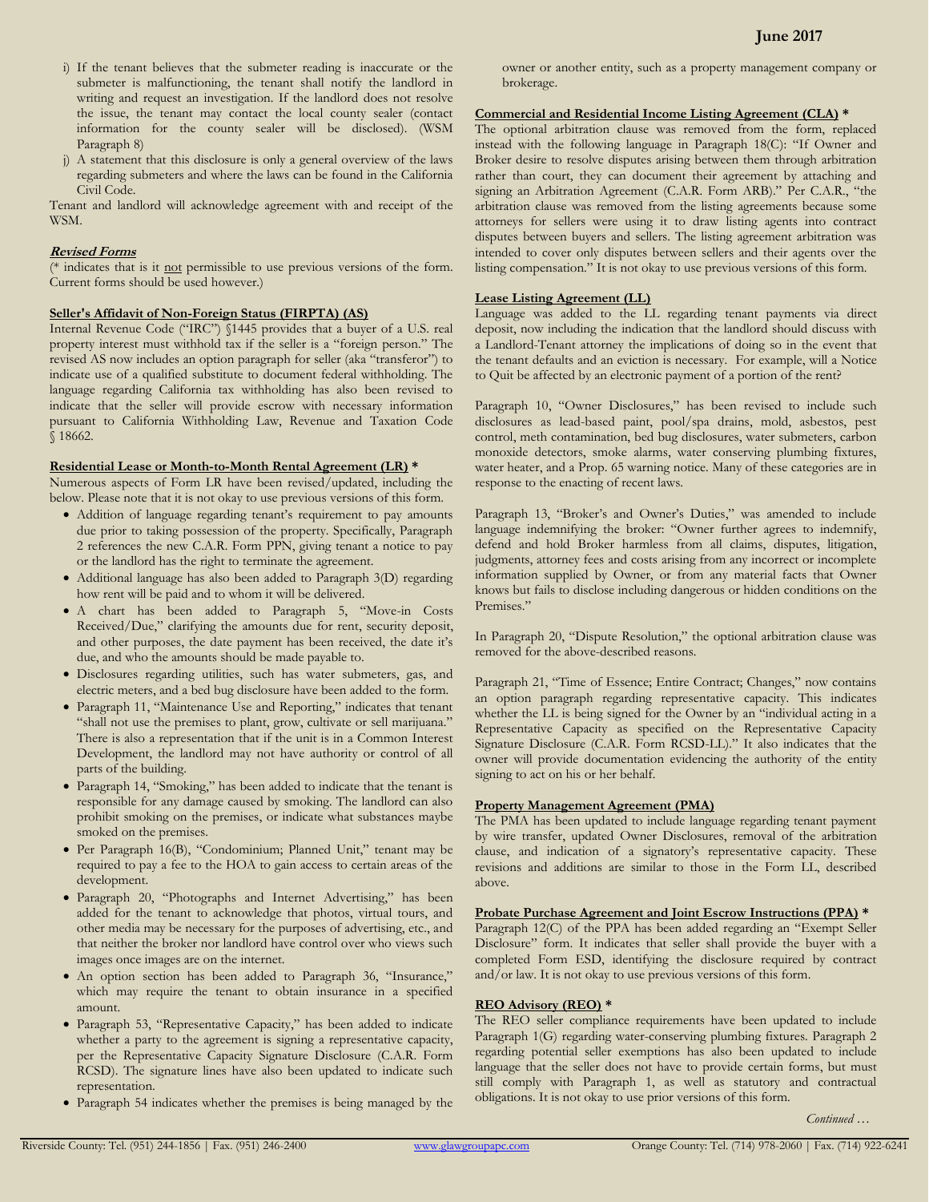i) If the tenant believes that the submeter reading is inaccurate or the submeter is malfunctioning, the tenant shall notify the landlord in writing and request an investigation. If the landlord does not resolve the issue, the tenant may contact the local county sealer (contact information for the county sealer will be disclosed). (WSM Paragraph 8)

j) A statement that this disclosure is only a general overview of the laws regarding submeters and where the laws can be found in the California Civil Code.

Tenant and landlord will acknowledge agreement with and receipt of the WSM.

***Revised Forms***

(* indicates that is it not permissible to use previous versions of the form. Current forms should be used however.)

**Seller's Affidavit of Non-Foreign Status (FIRPTA) (AS)**

Internal Revenue Code ("IRC") §1445 provides that a buyer of a U.S. real property interest must withhold tax if the seller is a "foreign person." The revised AS now includes an option paragraph for seller (aka "transferor") to indicate use of a qualified substitute to document federal withholding. The language regarding California tax withholding has also been revised to indicate that the seller will provide escrow with necessary information pursuant to California Withholding Law, Revenue and Taxation Code § 18662.

**Residential Lease or Month-to-Month Rental Agreement (LR) ***

Numerous aspects of Form LR have been revised/updated, including the below. Please note that it is not okay to use previous versions of this form.

- Addition of language regarding tenant's requirement to pay amounts due prior to taking possession of the property. Specifically, Paragraph 2 references the new C.A.R. Form PPN, giving tenant a notice to pay or the landlord has the right to terminate the agreement.
- Additional language has also been added to Paragraph 3(D) regarding how rent will be paid and to whom it will be delivered.
- A chart has been added to Paragraph 5, "Move-in Costs Received/Due," clarifying the amounts due for rent, security deposit, and other purposes, the date payment has been received, the date it's due, and who the amounts should be made payable to.
- Disclosures regarding utilities, such has water submeters, gas, and electric meters, and a bed bug disclosure have been added to the form.
- Paragraph 11, "Maintenance Use and Reporting," indicates that tenant "shall not use the premises to plant, grow, cultivate or sell marijuana." There is also a representation that if the unit is in a Common Interest Development, the landlord may not have authority or control of all parts of the building.
- Paragraph 14, "Smoking," has been added to indicate that the tenant is responsible for any damage caused by smoking. The landlord can also prohibit smoking on the premises, or indicate what substances maybe smoked on the premises.
- Per Paragraph 16(B), "Condominium; Planned Unit," tenant may be required to pay a fee to the HOA to gain access to certain areas of the development.
- Paragraph 20, "Photographs and Internet Advertising," has been added for the tenant to acknowledge that photos, virtual tours, and other media may be necessary for the purposes of advertising, etc., and that neither the broker nor landlord have control over who views such images once images are on the internet.
- An option section has been added to Paragraph 36, "Insurance," which may require the tenant to obtain insurance in a specified amount.
- Paragraph 53, "Representative Capacity," has been added to indicate whether a party to the agreement is signing a representative capacity, per the Representative Capacity Signature Disclosure (C.A.R. Form RCSD). The signature lines have also been updated to indicate such representation.
- Paragraph 54 indicates whether the premises is being managed by the owner or another entity, such as a property management company or brokerage.

**Commercial and Residential Income Listing Agreement (CLA) ***

The optional arbitration clause was removed from the form, replaced instead with the following language in Paragraph 18(C): "If Owner and Broker desire to resolve disputes arising between them through arbitration rather than court, they can document their agreement by attaching and signing an Arbitration Agreement (C.A.R. Form ARB)." Per C.A.R., "the arbitration clause was removed from the listing agreements because some attorneys for sellers were using it to draw listing agents into contract disputes between buyers and sellers. The listing agreement arbitration was intended to cover only disputes between sellers and their agents over the listing compensation." It is not okay to use previous versions of this form.

**Lease Listing Agreement (LL)**

Language was added to the LL regarding tenant payments via direct deposit, now including the indication that the landlord should discuss with a Landlord-Tenant attorney the implications of doing so in the event that the tenant defaults and an eviction is necessary. For example, will a Notice to Quit be affected by an electronic payment of a portion of the rent?

Paragraph 10, "Owner Disclosures," has been revised to include such disclosures as lead-based paint, pool/spa drains, mold, asbestos, pest control, meth contamination, bed bug disclosures, water submeters, carbon monoxide detectors, smoke alarms, water conserving plumbing fixtures, water heater, and a Prop. 65 warning notice. Many of these categories are in response to the enacting of recent laws.

Paragraph 13, "Broker's and Owner's Duties," was amended to include language indemnifying the broker: "Owner further agrees to indemnify, defend and hold Broker harmless from all claims, disputes, litigation, judgments, attorney fees and costs arising from any incorrect or incomplete information supplied by Owner, or from any material facts that Owner knows but fails to disclose including dangerous or hidden conditions on the Premises."

In Paragraph 20, "Dispute Resolution," the optional arbitration clause was removed for the above-described reasons.

Paragraph 21, "Time of Essence; Entire Contract; Changes," now contains an option paragraph regarding representative capacity. This indicates whether the LL is being signed for the Owner by an "individual acting in a Representative Capacity as specified on the Representative Capacity Signature Disclosure (C.A.R. Form RCSD-LL)." It also indicates that the owner will provide documentation evidencing the authority of the entity signing to act on his or her behalf.

**Property Management Agreement (PMA)**

The PMA has been updated to include language regarding tenant payment by wire transfer, updated Owner Disclosures, removal of the arbitration clause, and indication of a signatory's representative capacity. These revisions and additions are similar to those in the Form LL, described above.

**Probate Purchase Agreement and Joint Escrow Instructions (PPA) ***

Paragraph 12(C) of the PPA has been added regarding an "Exempt Seller Disclosure" form. It indicates that seller shall provide the buyer with a completed Form ESD, identifying the disclosure required by contract and/or law. It is not okay to use previous versions of this form.

**REO Advisory (REO) ***

The REO seller compliance requirements have been updated to include Paragraph 1(G) regarding water-conserving plumbing fixtures. Paragraph 2 regarding potential seller exemptions has also been updated to include language that the seller does not have to provide certain forms, but must still comply with Paragraph 1, as well as statutory and contractual obligations. It is not okay to use prior versions of this form.

*Continued …*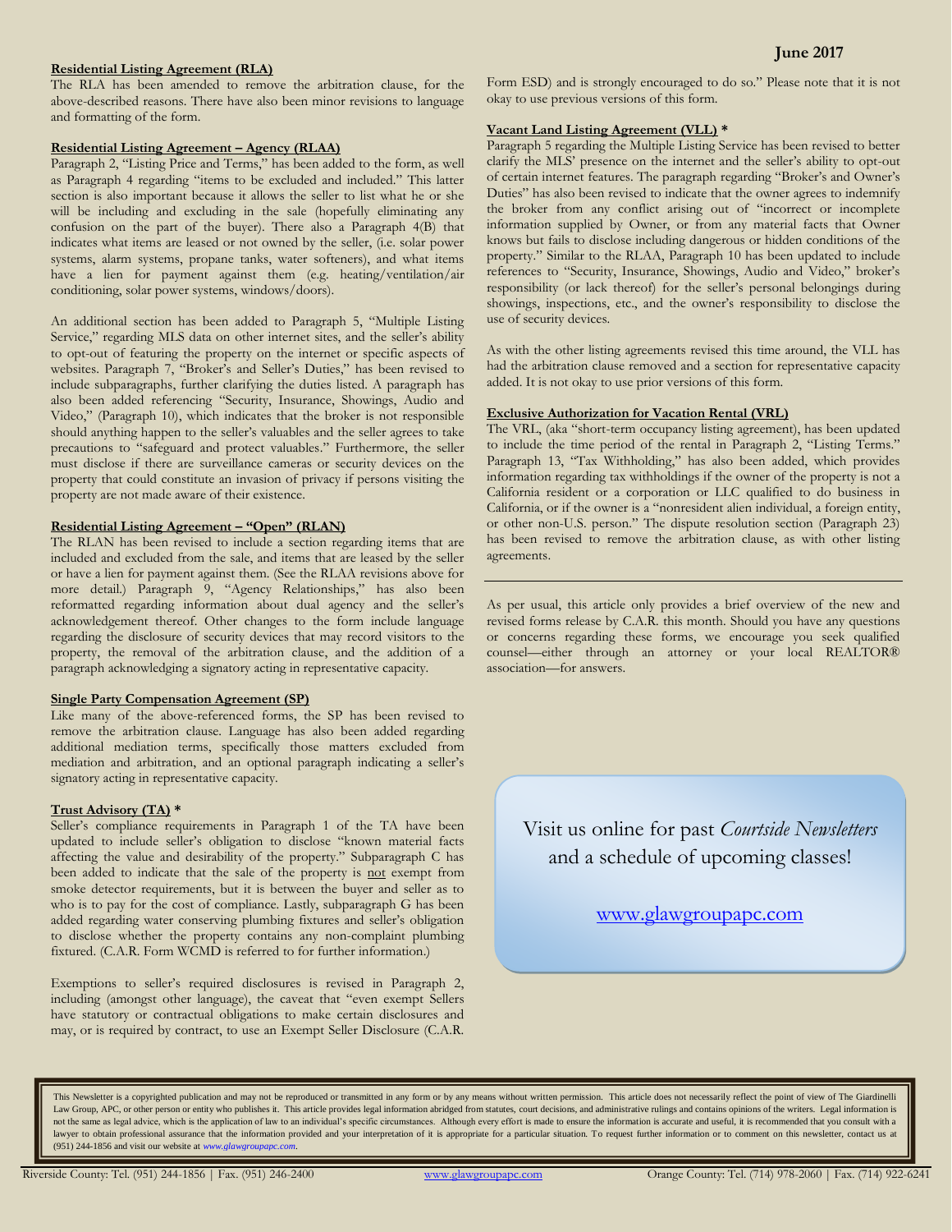### Residential Listing Agreement (RLA)

The RLA has been amended to remove the arbitration clause, for the above-described reasons. There have also been minor revisions to language and formatting of the form.

### Residential Listing Agreement – Agency (RLAA)

Paragraph 2, "Listing Price and Terms," has been added to the form, as well as Paragraph 4 regarding "items to be excluded and included." This latter section is also important because it allows the seller to list what he or she will be including and excluding in the sale (hopefully eliminating any confusion on the part of the buyer). There also a Paragraph 4(B) that indicates what items are leased or not owned by the seller, (i.e. solar power systems, alarm systems, propane tanks, water softeners), and what items have a lien for payment against them (e.g. heating/ventilation/air conditioning, solar power systems, windows/doors).

An additional section has been added to Paragraph 5, "Multiple Listing Service," regarding MLS data on other internet sites, and the seller's ability to opt-out of featuring the property on the internet or specific aspects of websites. Paragraph 7, "Broker's and Seller's Duties," has been revised to include subparagraphs, further clarifying the duties listed. A paragraph has also been added referencing "Security, Insurance, Showings, Audio and Video," (Paragraph 10), which indicates that the broker is not responsible should anything happen to the seller's valuables and the seller agrees to take precautions to "safeguard and protect valuables." Furthermore, the seller must disclose if there are surveillance cameras or security devices on the property that could constitute an invasion of privacy if persons visiting the property are not made aware of their existence.

### Residential Listing Agreement – "Open" (RLAN)

The RLAN has been revised to include a section regarding items that are included and excluded from the sale, and items that are leased by the seller or have a lien for payment against them. (See the RLAA revisions above for more detail.) Paragraph 9, "Agency Relationships," has also been reformatted regarding information about dual agency and the seller's acknowledgement thereof. Other changes to the form include language regarding the disclosure of security devices that may record visitors to the property, the removal of the arbitration clause, and the addition of a paragraph acknowledging a signatory acting in representative capacity.

### Single Party Compensation Agreement (SP)

Like many of the above-referenced forms, the SP has been revised to remove the arbitration clause. Language has also been added regarding additional mediation terms, specifically those matters excluded from mediation and arbitration, and an optional paragraph indicating a seller's signatory acting in representative capacity.

### Trust Advisory (TA) *

Seller's compliance requirements in Paragraph 1 of the TA have been updated to include seller's obligation to disclose "known material facts affecting the value and desirability of the property." Subparagraph C has been added to indicate that the sale of the property is not exempt from smoke detector requirements, but it is between the buyer and seller as to who is to pay for the cost of compliance. Lastly, subparagraph G has been added regarding water conserving plumbing fixtures and seller's obligation to disclose whether the property contains any non-complaint plumbing fixtured. (C.A.R. Form WCMD is referred to for further information.)

Exemptions to seller's required disclosures is revised in Paragraph 2, including (amongst other language), the caveat that "even exempt Sellers have statutory or contractual obligations to make certain disclosures and may, or is required by contract, to use an Exempt Seller Disclosure (C.A.R. Form ESD) and is strongly encouraged to do so." Please note that it is not okay to use previous versions of this form.

### Vacant Land Listing Agreement (VLL) *

Paragraph 5 regarding the Multiple Listing Service has been revised to better clarify the MLS' presence on the internet and the seller's ability to opt-out of certain internet features. The paragraph regarding "Broker's and Owner's Duties" has also been revised to indicate that the owner agrees to indemnify the broker from any conflict arising out of "incorrect or incomplete information supplied by Owner, or from any material facts that Owner knows but fails to disclose including dangerous or hidden conditions of the property." Similar to the RLAA, Paragraph 10 has been updated to include references to "Security, Insurance, Showings, Audio and Video," broker's responsibility (or lack thereof) for the seller's personal belongings during showings, inspections, etc., and the owner's responsibility to disclose the use of security devices.

As with the other listing agreements revised this time around, the VLL has had the arbitration clause removed and a section for representative capacity added. It is not okay to use prior versions of this form.

### Exclusive Authorization for Vacation Rental (VRL)

The VRL, (aka "short-term occupancy listing agreement), has been updated to include the time period of the rental in Paragraph 2, "Listing Terms." Paragraph 13, "Tax Withholding," has also been added, which provides information regarding tax withholdings if the owner of the property is not a California resident or a corporation or LLC qualified to do business in California, or if the owner is a "nonresident alien individual, a foreign entity, or other non-U.S. person." The dispute resolution section (Paragraph 23) has been revised to remove the arbitration clause, as with other listing agreements.

---

As per usual, this article only provides a brief overview of the new and revised forms release by C.A.R. this month. Should you have any questions or concerns regarding these forms, we encourage you seek qualified counsel—either through an attorney or your local REALTOR® association—for answers.

Visit us online for past *Courtside Newsletters* and a schedule of upcoming classes!

www.glawgroupapc.com

This Newsletter is a copyrighted publication and may not be reproduced or transmitted in any form or by any means without written permission. This article does not necessarily reflect the point of view of The Giardinelli Law Group, APC, or other person or entity who publishes it. This article provides legal information abridged from statutes, court decisions, and administrative rulings and contains opinions of the writers. Legal information is not the same as legal advice, which is the application of law to an individual's specific circumstances. Although every effort is made to ensure the information is accurate and useful, it is recommended that you consult with a lawyer to obtain professional assurance that the information provided and your interpretation of it is appropriate for a particular situation. To request further information or to comment on this newsletter, contact us at (951) 244-1856 and visit our website at *www.glawgroupapc.com*.

Riverside County: Tel. (951) 244-1856 | Fax. (951) 246-2400 www.glawgroupapc.com Orange County: Tel. (714) 978-2060 | Fax. (714) 922-6241